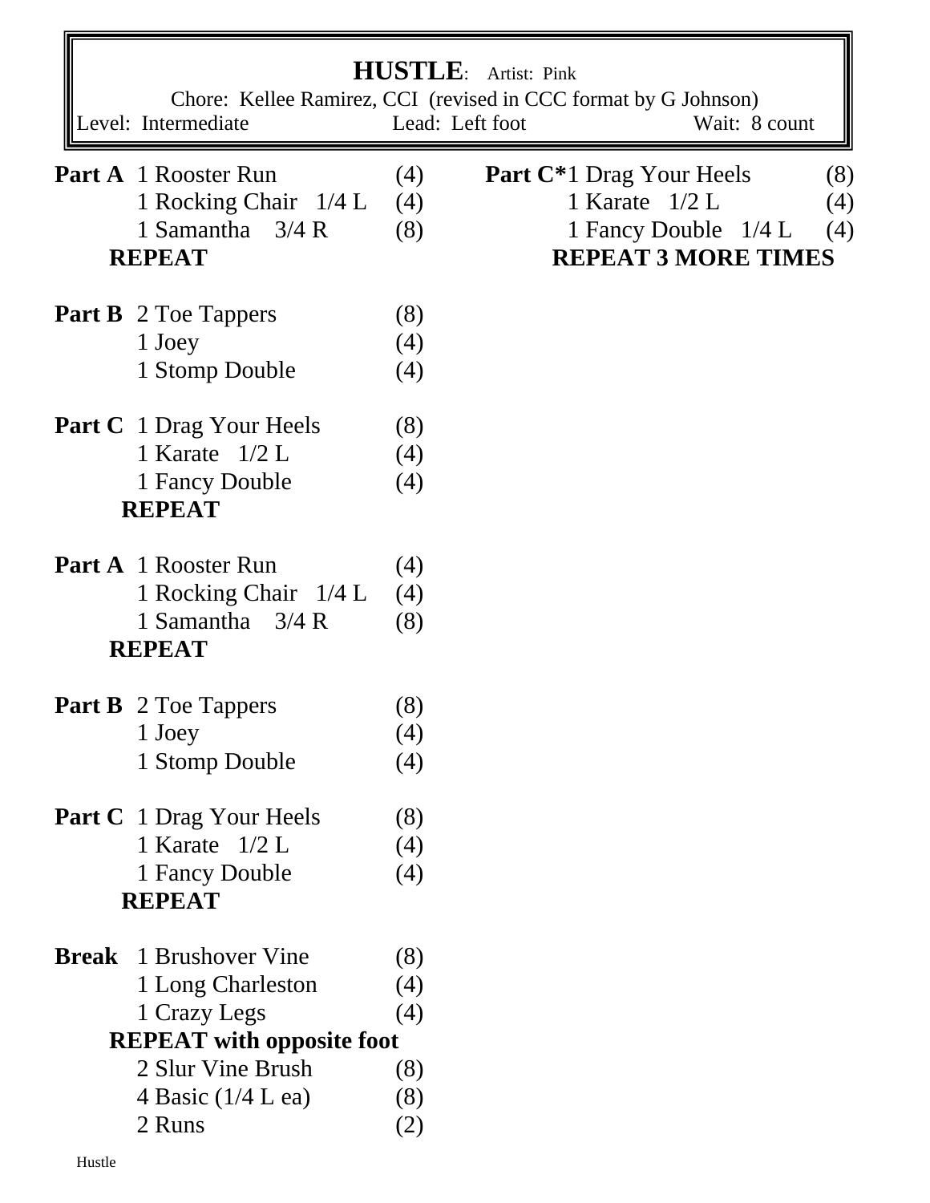# HUSTLE: Artist: Pink

Chore: Kellee Ramirez, CCI (revised in CCC format by G Johnson)

Level: Intermediate | Lead: Left foot | Wait: 8 count

**Part A**
- 1 Rooster Run (4)
- 1 Rocking Chair 1/4 L (4)
- 1 Samantha 3/4 R (8)

**REPEAT**

**Part B**
- 2 Toe Tappers (8)
- 1 Joey (4)
- 1 Stomp Double (4)

**Part C**
- 1 Drag Your Heels (8)
- 1 Karate 1/2 L (4)
- 1 Fancy Double (4)

**REPEAT**

**Part A**
- 1 Rooster Run (4)
- 1 Rocking Chair 1/4 L (4)
- 1 Samantha 3/4 R (8)

**REPEAT**

**Part B**
- 2 Toe Tappers (8)
- 1 Joey (4)
- 1 Stomp Double (4)

**Part C**
- 1 Drag Your Heels (8)
- 1 Karate 1/2 L (4)
- 1 Fancy Double (4)

**REPEAT**

**Break**
- 1 Brushover Vine (8)
- 1 Long Charleston (4)
- 1 Crazy Legs (4)

**REPEAT with opposite foot**
- 2 Slur Vine Brush (8)
- 4 Basic (1/4 L ea) (8)
- 2 Runs (2)

**Part C***
- 1 Drag Your Heels (8)
- 1 Karate 1/2 L (4)
- 1 Fancy Double 1/4 L (4)

**REPEAT 3 MORE TIMES**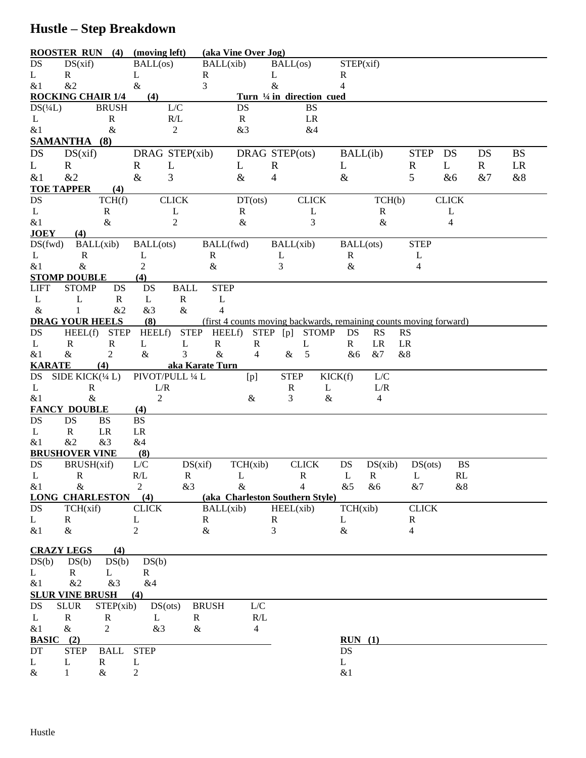# Hustle – Step Breakdown

**ROOSTER RUN (4) (moving left) (aka Vine Over Jog)**

| | | | | | |
|---|---|---|---|---|---|
| DS | DS(xif) | BALL(os) | BALL(xib) | BALL(os) | STEP(xif) |
| L | R | L | R | L | R |
| &1 | &2 | & | 3 | & | 4 |

**ROCKING CHAIR 1/4 (4) Turn ¼ in direction cued**

| | | | | |
|---|---|---|---|---|
| DS(¼L) | BRUSH | L/C | DS | BS |
| L | R | R/L | R | LR |
| &1 | & | 2 | &3 | &4 |

**SAMANTHA (8)**

| | | | | | | | | | | | |
|---|---|---|---|---|---|---|---|---|---|---|---|
| DS | DS(xif) | DRAG | STEP(xib) | DRAG | STEP(ots) | BALL(ib) | STEP | DS | DS | BS |
| L | R | R | L | L | R | L | R | L | R | LR |
| &1 | &2 | & | 3 | & | 4 | & | 5 | &6 | &7 | &8 |

**TOE TAPPER (4)**

| | | | | | | |
|---|---|---|---|---|---|---|
| DS | TCH(f) | CLICK | DT(ots) | CLICK | TCH(b) | CLICK |
| L | R | L | R | L | R | L |
| &1 | & | 2 | & | 3 | & | 4 |

**JOEY (4)**

| | | | | | | |
|---|---|---|---|---|---|---|
| DS(fwd) | BALL(xib) | BALL(ots) | BALL(fwd) | BALL(xib) | BALL(ots) | STEP |
| L | R | L | R | L | R | L |
| &1 | & | 2 | & | 3 | & | 4 |

**STOMP DOUBLE (4)**

| | | | | | |
|---|---|---|---|---|---|
| LIFT | STOMP | DS | DS | BALL | STEP |
| L | L | R | L | R | L |
| & | 1 | &2 | &3 | & | 4 |

**DRAG YOUR HEELS (8)** (first 4 counts moving backwards, remaining counts moving forward)

| | | | | | | | | | | | | |
|---|---|---|---|---|---|---|---|---|---|---|---|---|
| DS | HEEL(f) | STEP | HEELf) | STEP | HEELf) | STEP | [p] | STOMP | DS | RS | RS |
| L | R | R | L | L | R | R | | L | R | LR | LR |
| &1 | & | 2 | & | 3 | & | 4 | & | 5 | &6 | &7 | &8 |

**KARATE (4) aka Karate Turn**

| | | | | | | |
|---|---|---|---|---|---|---|
| DS | SIDE KICK(¼ L) | PIVOT/PULL ¼ L | [p] | STEP | KICK(f) | L/C |
| L | R | L/R | | R | L | L/R |
| &1 | & | 2 | & | 3 | & | 4 |

**FANCY DOUBLE (4)**

| | | | |
|---|---|---|---|
| DS | DS | BS | BS |
| L | R | LR | LR |
| &1 | &2 | &3 | &4 |

**BRUSHOVER VINE (8)**

| | | | | | | | | | |
|---|---|---|---|---|---|---|---|---|---|
| DS | BRUSH(xif) | L/C | DS(xif) | TCH(xib) | CLICK | DS | DS(xib) | DS(ots) | BS |
| L | R | R/L | R | L | R | L | R | L | RL |
| &1 | & | 2 | &3 | & | 4 | &5 | &6 | &7 | &8 |

**LONG CHARLESTON (4) (aka Charleston Southern Style)**

| | | | | | | |
|---|---|---|---|---|---|---|
| DS | TCH(xif) | CLICK | BALL(xib) | HEEL(xib) | TCH(xib) | CLICK |
| L | R | L | R | R | L | R |
| &1 | & | 2 | & | 3 | & | 4 |

**CRAZY LEGS (4)**

| | | | |
|---|---|---|---|
| DS(b) | DS(b) | DS(b) | DS(b) |
| L | R | L | R |
| &1 | &2 | &3 | &4 |

**SLUR VINE BRUSH (4)**

| | | | | | |
|---|---|---|---|---|---|
| DS | SLUR | STEP(xib) | DS(ots) | BRUSH | L/C |
| L | R | R | L | R | R/L |
| &1 | & | 2 | &3 | & | 4 |

**BASIC (2)**

| | | | |
|---|---|---|---|
| DT | STEP | BALL | STEP |
| L | L | R | L |
| & | 1 | & | 2 |

**RUN (1)**

| |
|---|
| DS |
| L |
| &1 |